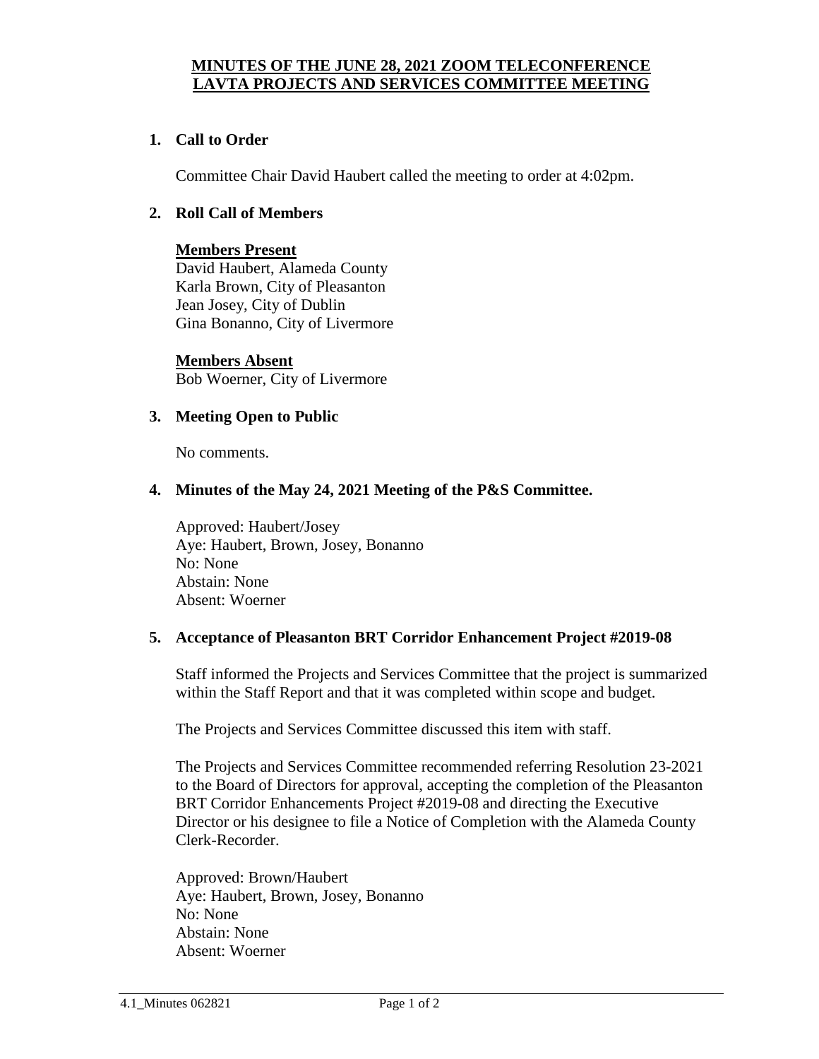# MINUTES OF THE JUNE 28, 2021 ZOOM TELECONFERENCE LAVTA PROJECTS AND SERVICES COMMITTEE MEETING

## 1. Call to Order

Committee Chair David Haubert called the meeting to order at 4:02pm.

## 2. Roll Call of Members

**Members Present**
David Haubert, Alameda County
Karla Brown, City of Pleasanton
Jean Josey, City of Dublin
Gina Bonanno, City of Livermore

**Members Absent**
Bob Woerner, City of Livermore

## 3. Meeting Open to Public

No comments.

## 4. Minutes of the May 24, 2021 Meeting of the P&S Committee.

Approved: Haubert/Josey
Aye: Haubert, Brown, Josey, Bonanno
No: None
Abstain: None
Absent: Woerner

## 5. Acceptance of Pleasanton BRT Corridor Enhancement Project #2019-08

Staff informed the Projects and Services Committee that the project is summarized within the Staff Report and that it was completed within scope and budget.

The Projects and Services Committee discussed this item with staff.

The Projects and Services Committee recommended referring Resolution 23-2021 to the Board of Directors for approval, accepting the completion of the Pleasanton BRT Corridor Enhancements Project #2019-08 and directing the Executive Director or his designee to file a Notice of Completion with the Alameda County Clerk-Recorder.

Approved: Brown/Haubert
Aye: Haubert, Brown, Josey, Bonanno
No: None
Abstain: None
Absent: Woerner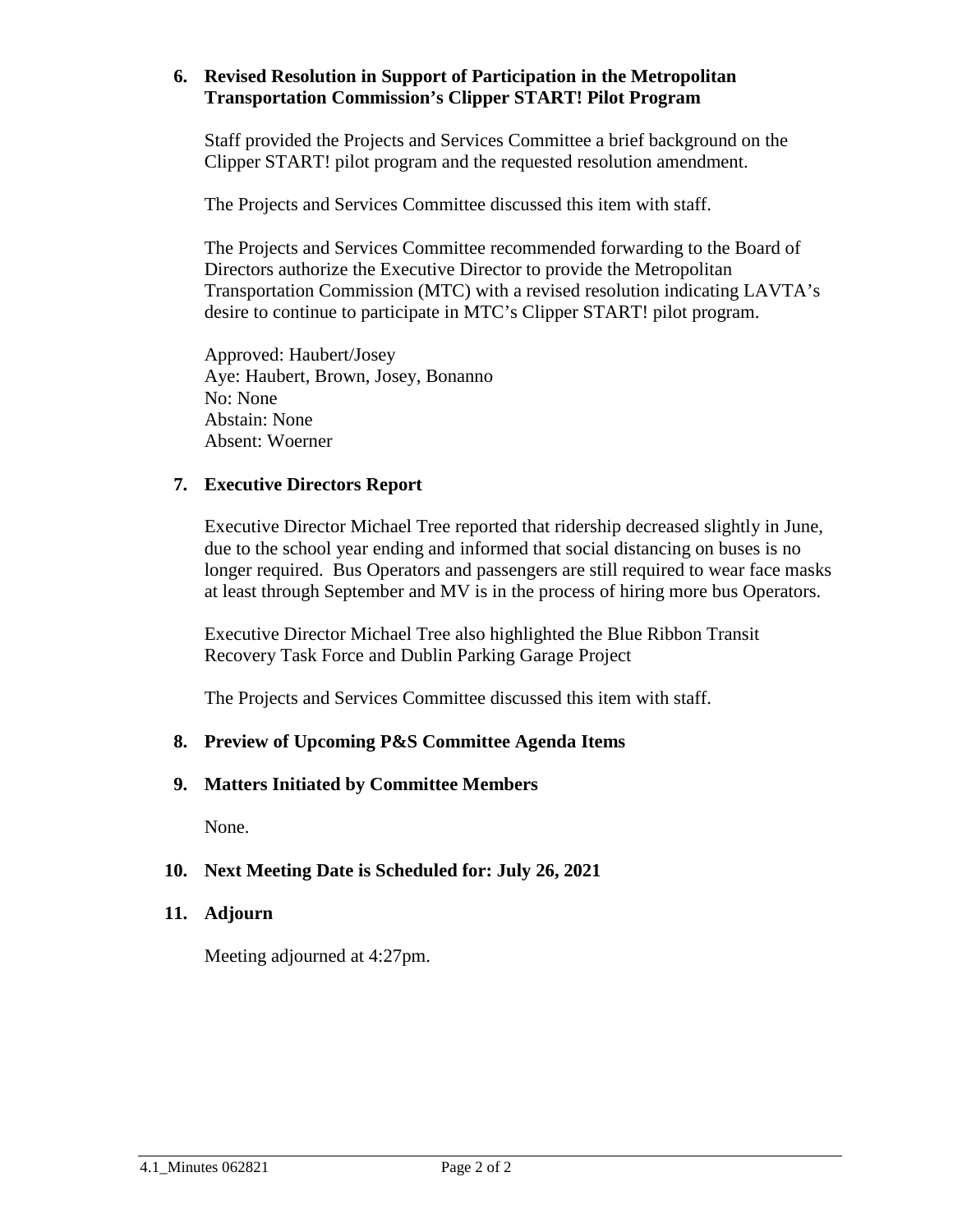**6. Revised Resolution in Support of Participation in the Metropolitan Transportation Commission's Clipper START! Pilot Program**

Staff provided the Projects and Services Committee a brief background on the Clipper START! pilot program and the requested resolution amendment.

The Projects and Services Committee discussed this item with staff.

The Projects and Services Committee recommended forwarding to the Board of Directors authorize the Executive Director to provide the Metropolitan Transportation Commission (MTC) with a revised resolution indicating LAVTA's desire to continue to participate in MTC's Clipper START! pilot program.

Approved: Haubert/Josey
Aye: Haubert, Brown, Josey, Bonanno
No: None
Abstain: None
Absent: Woerner

**7. Executive Directors Report**

Executive Director Michael Tree reported that ridership decreased slightly in June, due to the school year ending and informed that social distancing on buses is no longer required. Bus Operators and passengers are still required to wear face masks at least through September and MV is in the process of hiring more bus Operators.

Executive Director Michael Tree also highlighted the Blue Ribbon Transit Recovery Task Force and Dublin Parking Garage Project

The Projects and Services Committee discussed this item with staff.

**8. Preview of Upcoming P&S Committee Agenda Items**

**9. Matters Initiated by Committee Members**

None.

**10. Next Meeting Date is Scheduled for: July 26, 2021**

**11. Adjourn**

Meeting adjourned at 4:27pm.

4.1_Minutes 062821